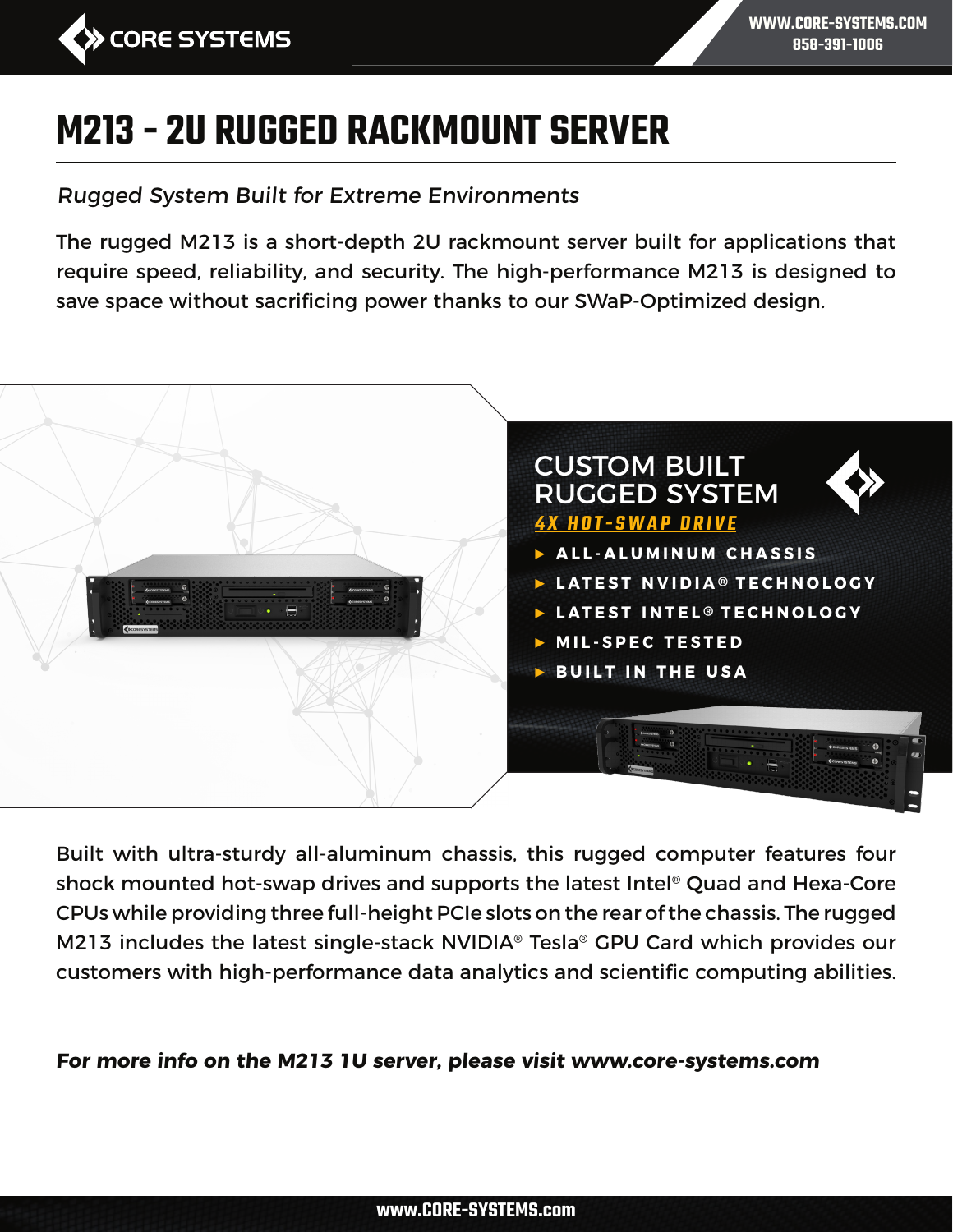# M213 - 2U RUGGED RACKMOUNT SERVER

*Rugged System Built for Extreme Environments*

The rugged M213 is a short-depth 2U rackmount server built for applications that require speed, reliability, and security. The high-performance M213 is designed to save space without sacrificing power thanks to our SWaP-Optimized design.

## CUSTOM BUILT RUGGED SYSTEM

***4X HOT-SWAP DRIVE***

- ALL-ALUMINUM CHASSIS
- LATEST NVIDIA® TECHNOLOGY
- LATEST INTEL® TECHNOLOGY
- MIL-SPEC TESTED
- BUILT IN THE USA

Built with ultra-sturdy all-aluminum chassis, this rugged computer features four shock mounted hot-swap drives and supports the latest Intel® Quad and Hexa-Core CPUs while providing three full-height PCIe slots on the rear of the chassis. The rugged M213 includes the latest single-stack NVIDIA® Tesla® GPU Card which provides our customers with high-performance data analytics and scientific computing abilities.

***For more info on the M213 1U server, please visit www.core-systems.com***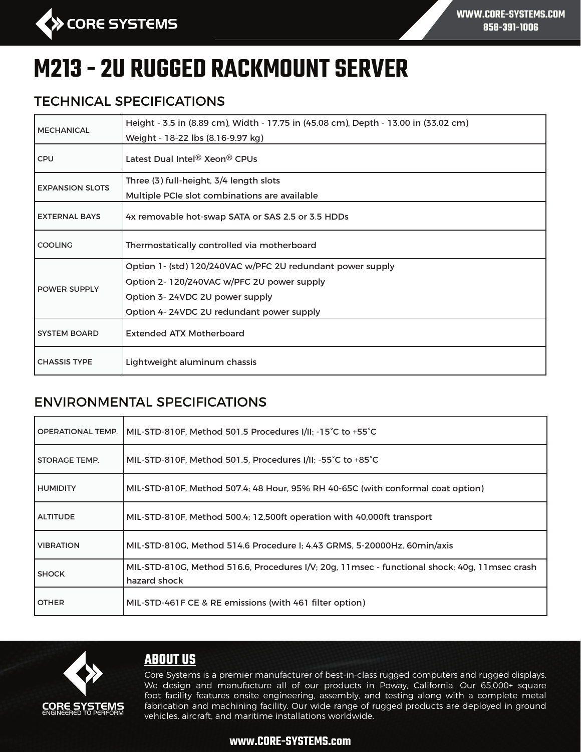# M213 - 2U RUGGED RACKMOUNT SERVER

## TECHNICAL SPECIFICATIONS

| | |
|---|---|
| MECHANICAL | Height - 3.5 in (8.89 cm), Width - 17.75 in (45.08 cm), Depth - 13.00 in (33.02 cm)<br>Weight - 18-22 lbs (8.16-9.97 kg) |
| CPU | Latest Dual Intel® Xeon® CPUs |
| EXPANSION SLOTS | Three (3) full-height, 3/4 length slots<br>Multiple PCIe slot combinations are available |
| EXTERNAL BAYS | 4x removable hot-swap SATA or SAS 2.5 or 3.5 HDDs |
| COOLING | Thermostatically controlled via motherboard |
| POWER SUPPLY | Option 1- (std) 120/240VAC w/PFC 2U redundant power supply<br>Option 2- 120/240VAC w/PFC 2U power supply<br>Option 3- 24VDC 2U power supply<br>Option 4- 24VDC 2U redundant power supply |
| SYSTEM BOARD | Extended ATX Motherboard |
| CHASSIS TYPE | Lightweight aluminum chassis |

## ENVIRONMENTAL SPECIFICATIONS

| | |
|---|---|
| OPERATIONAL TEMP. | MIL-STD-810F, Method 501.5 Procedures I/II; -15˚C to +55˚C |
| STORAGE TEMP. | MIL-STD-810F, Method 501.5, Procedures I/II; -55˚C to +85˚C |
| HUMIDITY | MIL-STD-810F, Method 507.4; 48 Hour, 95% RH 40-65C (with conformal coat option) |
| ALTITUDE | MIL-STD-810F, Method 500.4; 12,500ft operation with 40,000ft transport |
| VIBRATION | MIL-STD-810G, Method 514.6 Procedure I; 4.43 GRMS, 5-20000Hz, 60min/axis |
| SHOCK | MIL-STD-810G, Method 516.6, Procedures I/V; 20g, 11msec - functional shock; 40g, 11msec crash hazard shock |
| OTHER | MIL-STD-461F CE & RE emissions (with 461 filter option) |

CORE SYSTEMS
ENGINEERED TO PERFORM

## ABOUT US

Core Systems is a premier manufacturer of best-in-class rugged computers and rugged displays. We design and manufacture all of our products in Poway, California. Our 65,000+ square foot facility features onsite engineering, assembly, and testing along with a complete metal fabrication and machining facility. Our wide range of rugged products are deployed in ground vehicles, aircraft, and maritime installations worldwide.

www.CORE-SYSTEMS.com